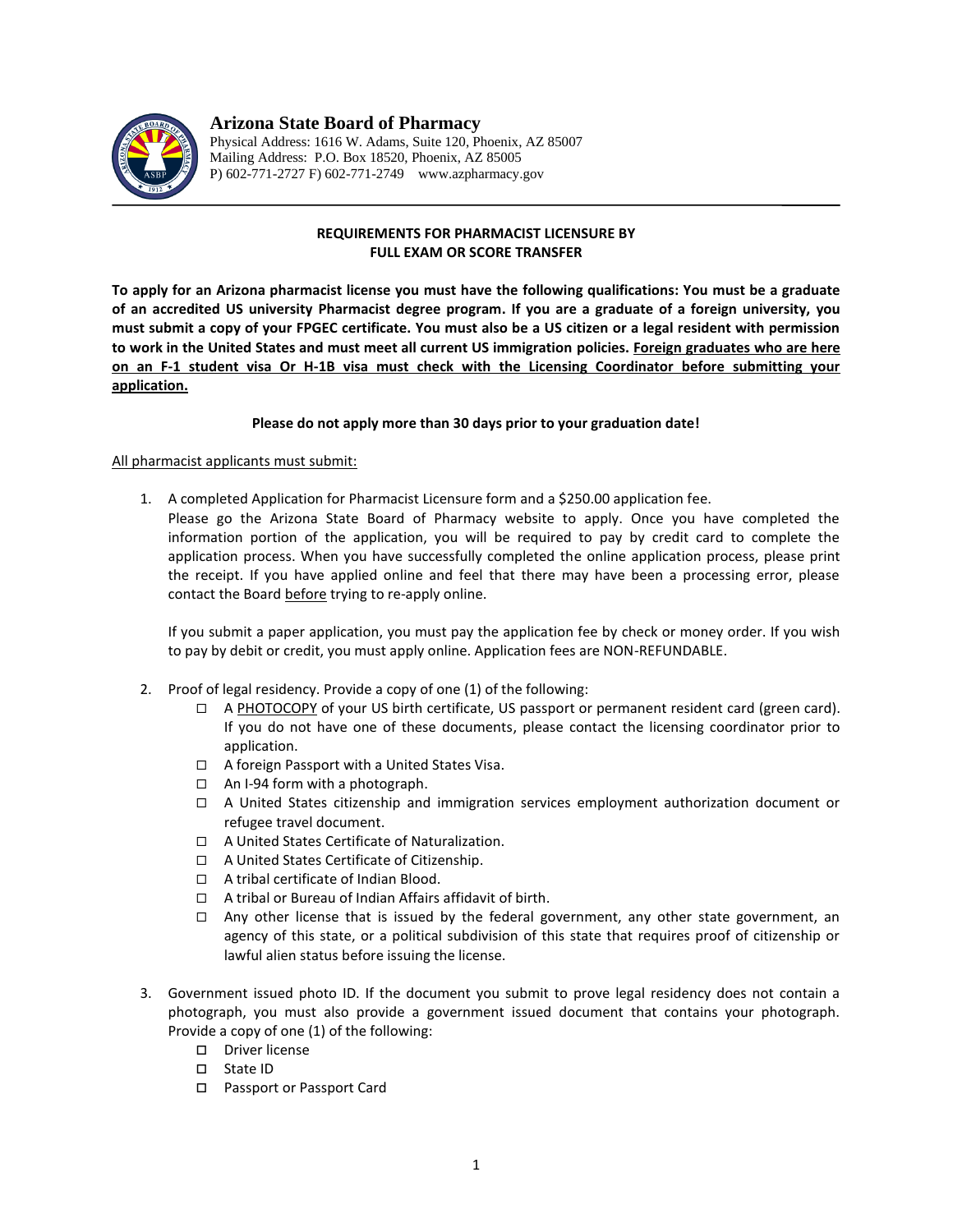# Arizona State Board of Pharmacy

Physical Address: 1616 W. Adams, Suite 120, Phoenix, AZ 85007
Mailing Address: P.O. Box 18520, Phoenix, AZ 85005
P) 602-771-2727 F) 602-771-2749 www.azpharmacy.gov

## REQUIREMENTS FOR PHARMACIST LICENSURE BY FULL EXAM OR SCORE TRANSFER

**To apply for an Arizona pharmacist license you must have the following qualifications: You must be a graduate of an accredited US university Pharmacist degree program. If you are a graduate of a foreign university, you must submit a copy of your FPGEC certificate. You must also be a US citizen or a legal resident with permission to work in the United States and must meet all current US immigration policies. <u>Foreign graduates who are here on an F-1 student visa Or H-1B visa must check with the Licensing Coordinator before submitting your application.</u>**

**Please do not apply more than 30 days prior to your graduation date!**

<u>All pharmacist applicants must submit:</u>

1. A completed Application for Pharmacist Licensure form and a $250.00 application fee.
   Please go the Arizona State Board of Pharmacy website to apply. Once you have completed the information portion of the application, you will be required to pay by credit card to complete the application process. When you have successfully completed the online application process, please print the receipt. If you have applied online and feel that there may have been a processing error, please contact the Board <u>before</u> trying to re-apply online.

   If you submit a paper application, you must pay the application fee by check or money order. If you wish to pay by debit or credit, you must apply online. Application fees are NON-REFUNDABLE.

2. Proof of legal residency. Provide a copy of one (1) of the following:
   - ☐ A <u>PHOTOCOPY</u> of your US birth certificate, US passport or permanent resident card (green card). If you do not have one of these documents, please contact the licensing coordinator prior to application.
   - ☐ A foreign Passport with a United States Visa.
   - ☐ An I-94 form with a photograph.
   - ☐ A United States citizenship and immigration services employment authorization document or refugee travel document.
   - ☐ A United States Certificate of Naturalization.
   - ☐ A United States Certificate of Citizenship.
   - ☐ A tribal certificate of Indian Blood.
   - ☐ A tribal or Bureau of Indian Affairs affidavit of birth.
   - ☐ Any other license that is issued by the federal government, any other state government, an agency of this state, or a political subdivision of this state that requires proof of citizenship or lawful alien status before issuing the license.

3. Government issued photo ID. If the document you submit to prove legal residency does not contain a photograph, you must also provide a government issued document that contains your photograph. Provide a copy of one (1) of the following:
   - ☐ Driver license
   - ☐ State ID
   - ☐ Passport or Passport Card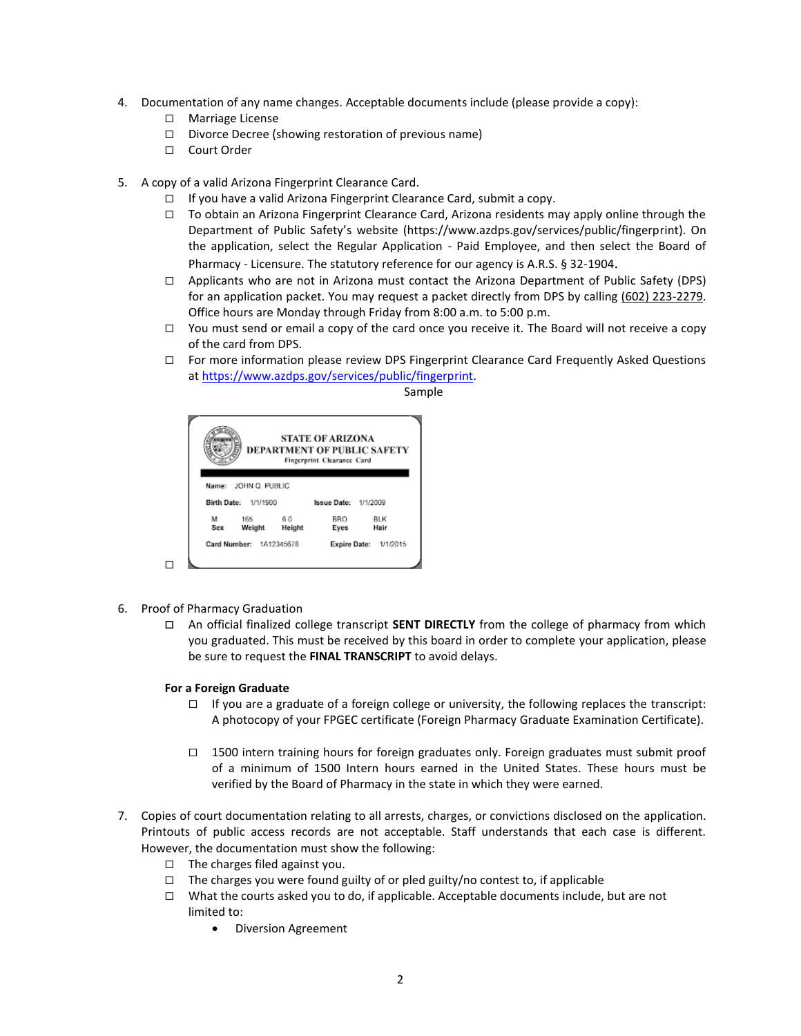4. Documentation of any name changes. Acceptable documents include (please provide a copy):
   - ☐ Marriage License
   - ☐ Divorce Decree (showing restoration of previous name)
   - ☐ Court Order

5. A copy of a valid Arizona Fingerprint Clearance Card.
   - ☐ If you have a valid Arizona Fingerprint Clearance Card, submit a copy.
   - ☐ To obtain an Arizona Fingerprint Clearance Card, Arizona residents may apply online through the Department of Public Safety's website (https://www.azdps.gov/services/public/fingerprint). On the application, select the Regular Application - Paid Employee, and then select the Board of Pharmacy - Licensure. The statutory reference for our agency is A.R.S. § 32-1904.
   - ☐ Applicants who are not in Arizona must contact the Arizona Department of Public Safety (DPS) for an application packet. You may request a packet directly from DPS by calling (602) 223-2279. Office hours are Monday through Friday from 8:00 a.m. to 5:00 p.m.
   - ☐ You must send or email a copy of the card once you receive it. The Board will not receive a copy of the card from DPS.
   - ☐ For more information please review DPS Fingerprint Clearance Card Frequently Asked Questions at https://www.azdps.gov/services/public/fingerprint.

   Sample

   STATE OF ARIZONA
   DEPARTMENT OF PUBLIC SAFETY
   Fingerprint Clearance Card

   Name: JOHN Q. PUBLIC
   Birth Date: 1/1/1900 Issue Date: 1/1/2009
   M Sex 165 Weight 6 0 Height BRO Eyes BLK Hair
   Card Number: 1A12345678 Expire Date: 1/1/2015

   - ☐

6. Proof of Pharmacy Graduation
   - ☐ An official finalized college transcript **SENT DIRECTLY** from the college of pharmacy from which you graduated. This must be received by this board in order to complete your application, please be sure to request the **FINAL TRANSCRIPT** to avoid delays.

   **For a Foreign Graduate**
   - ☐ If you are a graduate of a foreign college or university, the following replaces the transcript: A photocopy of your FPGEC certificate (Foreign Pharmacy Graduate Examination Certificate).
   - ☐ 1500 intern training hours for foreign graduates only. Foreign graduates must submit proof of a minimum of 1500 Intern hours earned in the United States. These hours must be verified by the Board of Pharmacy in the state in which they were earned.

7. Copies of court documentation relating to all arrests, charges, or convictions disclosed on the application. Printouts of public access records are not acceptable. Staff understands that each case is different. However, the documentation must show the following:
   - ☐ The charges filed against you.
   - ☐ The charges you were found guilty of or pled guilty/no contest to, if applicable
   - ☐ What the courts asked you to do, if applicable. Acceptable documents include, but are not limited to:
     - Diversion Agreement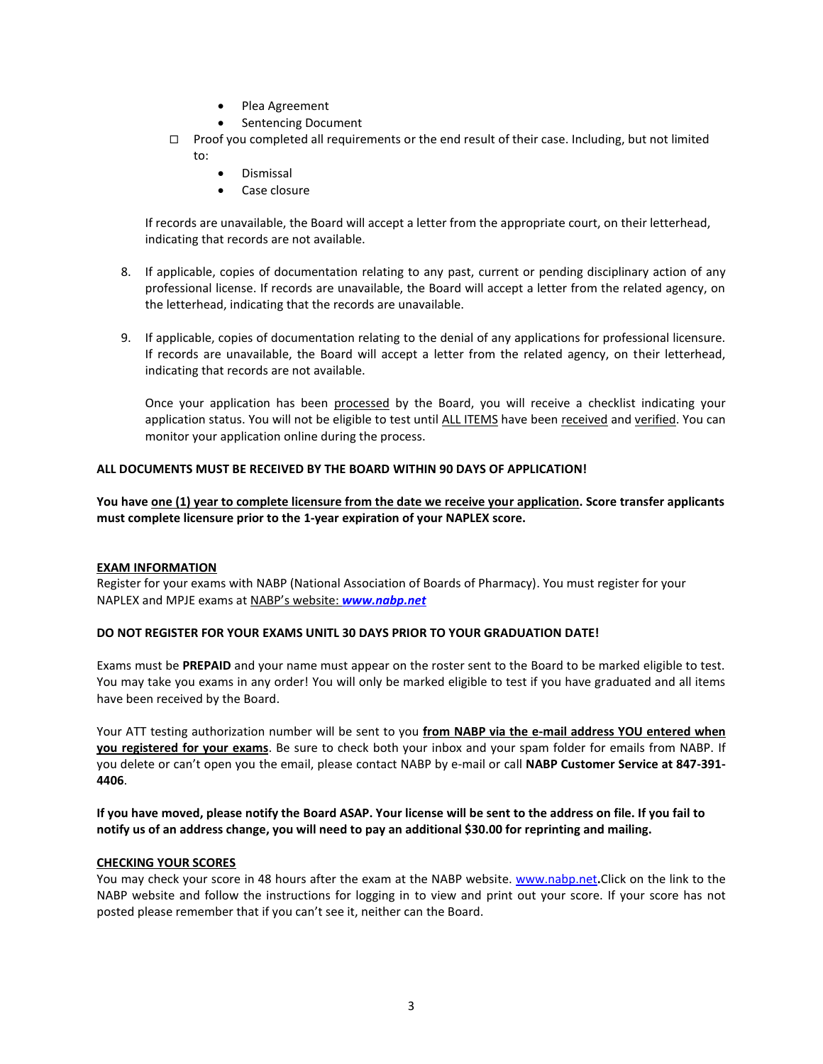- Plea Agreement
- Sentencing Document

☐ Proof you completed all requirements or the end result of their case. Including, but not limited to:

- Dismissal
- Case closure

If records are unavailable, the Board will accept a letter from the appropriate court, on their letterhead, indicating that records are not available.

8. If applicable, copies of documentation relating to any past, current or pending disciplinary action of any professional license. If records are unavailable, the Board will accept a letter from the related agency, on the letterhead, indicating that the records are unavailable.

9. If applicable, copies of documentation relating to the denial of any applications for professional licensure. If records are unavailable, the Board will accept a letter from the related agency, on their letterhead, indicating that records are not available.

   Once your application has been processed by the Board, you will receive a checklist indicating your application status. You will not be eligible to test until ALL ITEMS have been received and verified. You can monitor your application online during the process.

**ALL DOCUMENTS MUST BE RECEIVED BY THE BOARD WITHIN 90 DAYS OF APPLICATION!**

**You have one (1) year to complete licensure from the date we receive your application. Score transfer applicants must complete licensure prior to the 1-year expiration of your NAPLEX score.**

**EXAM INFORMATION**

Register for your exams with NABP (National Association of Boards of Pharmacy). You must register for your NAPLEX and MPJE exams at NABP's website: ***www.nabp.net***

**DO NOT REGISTER FOR YOUR EXAMS UNITL 30 DAYS PRIOR TO YOUR GRADUATION DATE!**

Exams must be **PREPAID** and your name must appear on the roster sent to the Board to be marked eligible to test. You may take you exams in any order! You will only be marked eligible to test if you have graduated and all items have been received by the Board.

Your ATT testing authorization number will be sent to you **from NABP via the e-mail address YOU entered when you registered for your exams**. Be sure to check both your inbox and your spam folder for emails from NABP. If you delete or can't open you the email, please contact NABP by e-mail or call **NABP Customer Service at 847-391-4406**.

**If you have moved, please notify the Board ASAP. Your license will be sent to the address on file. If you fail to notify us of an address change, you will need to pay an additional $30.00 for reprinting and mailing.**

**CHECKING YOUR SCORES**

You may check your score in 48 hours after the exam at the NABP website. www.nabp.net**.**Click on the link to the NABP website and follow the instructions for logging in to view and print out your score. If your score has not posted please remember that if you can't see it, neither can the Board.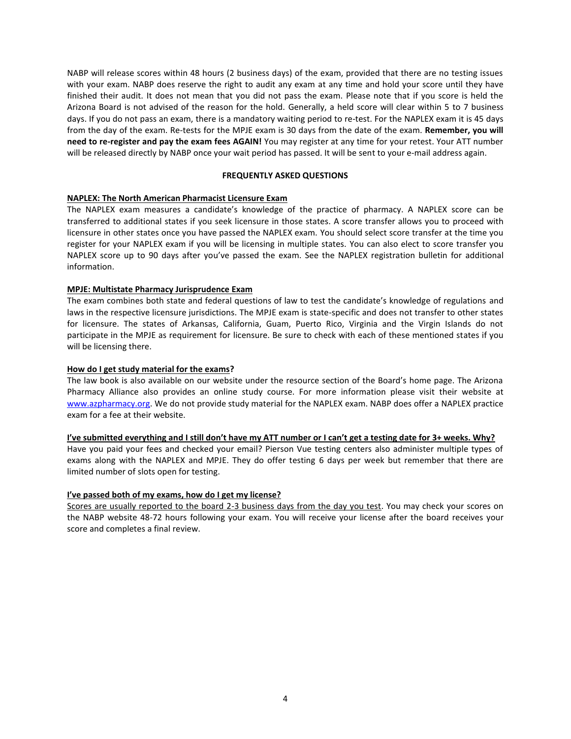NABP will release scores within 48 hours (2 business days) of the exam, provided that there are no testing issues with your exam. NABP does reserve the right to audit any exam at any time and hold your score until they have finished their audit. It does not mean that you did not pass the exam. Please note that if you score is held the Arizona Board is not advised of the reason for the hold. Generally, a held score will clear within 5 to 7 business days. If you do not pass an exam, there is a mandatory waiting period to re-test. For the NAPLEX exam it is 45 days from the day of the exam. Re-tests for the MPJE exam is 30 days from the date of the exam. **Remember, you will need to re-register and pay the exam fees AGAIN!** You may register at any time for your retest. Your ATT number will be released directly by NABP once your wait period has passed. It will be sent to your e-mail address again.

## FREQUENTLY ASKED QUESTIONS

**NAPLEX: The North American Pharmacist Licensure Exam**

The NAPLEX exam measures a candidate's knowledge of the practice of pharmacy. A NAPLEX score can be transferred to additional states if you seek licensure in those states. A score transfer allows you to proceed with licensure in other states once you have passed the NAPLEX exam. You should select score transfer at the time you register for your NAPLEX exam if you will be licensing in multiple states. You can also elect to score transfer you NAPLEX score up to 90 days after you've passed the exam. See the NAPLEX registration bulletin for additional information.

**MPJE: Multistate Pharmacy Jurisprudence Exam**

The exam combines both state and federal questions of law to test the candidate's knowledge of regulations and laws in the respective licensure jurisdictions. The MPJE exam is state-specific and does not transfer to other states for licensure. The states of Arkansas, California, Guam, Puerto Rico, Virginia and the Virgin Islands do not participate in the MPJE as requirement for licensure. Be sure to check with each of these mentioned states if you will be licensing there.

**How do I get study material for the exams?**

The law book is also available on our website under the resource section of the Board's home page. The Arizona Pharmacy Alliance also provides an online study course. For more information please visit their website at [www.azpharmacy.org](http://www.azpharmacy.org). We do not provide study material for the NAPLEX exam. NABP does offer a NAPLEX practice exam for a fee at their website.

**I've submitted everything and I still don't have my ATT number or I can't get a testing date for 3+ weeks. Why?**

Have you paid your fees and checked your email? Pierson Vue testing centers also administer multiple types of exams along with the NAPLEX and MPJE. They do offer testing 6 days per week but remember that there are limited number of slots open for testing.

**I've passed both of my exams, how do I get my license?**

Scores are usually reported to the board 2-3 business days from the day you test. You may check your scores on the NABP website 48-72 hours following your exam. You will receive your license after the board receives your score and completes a final review.